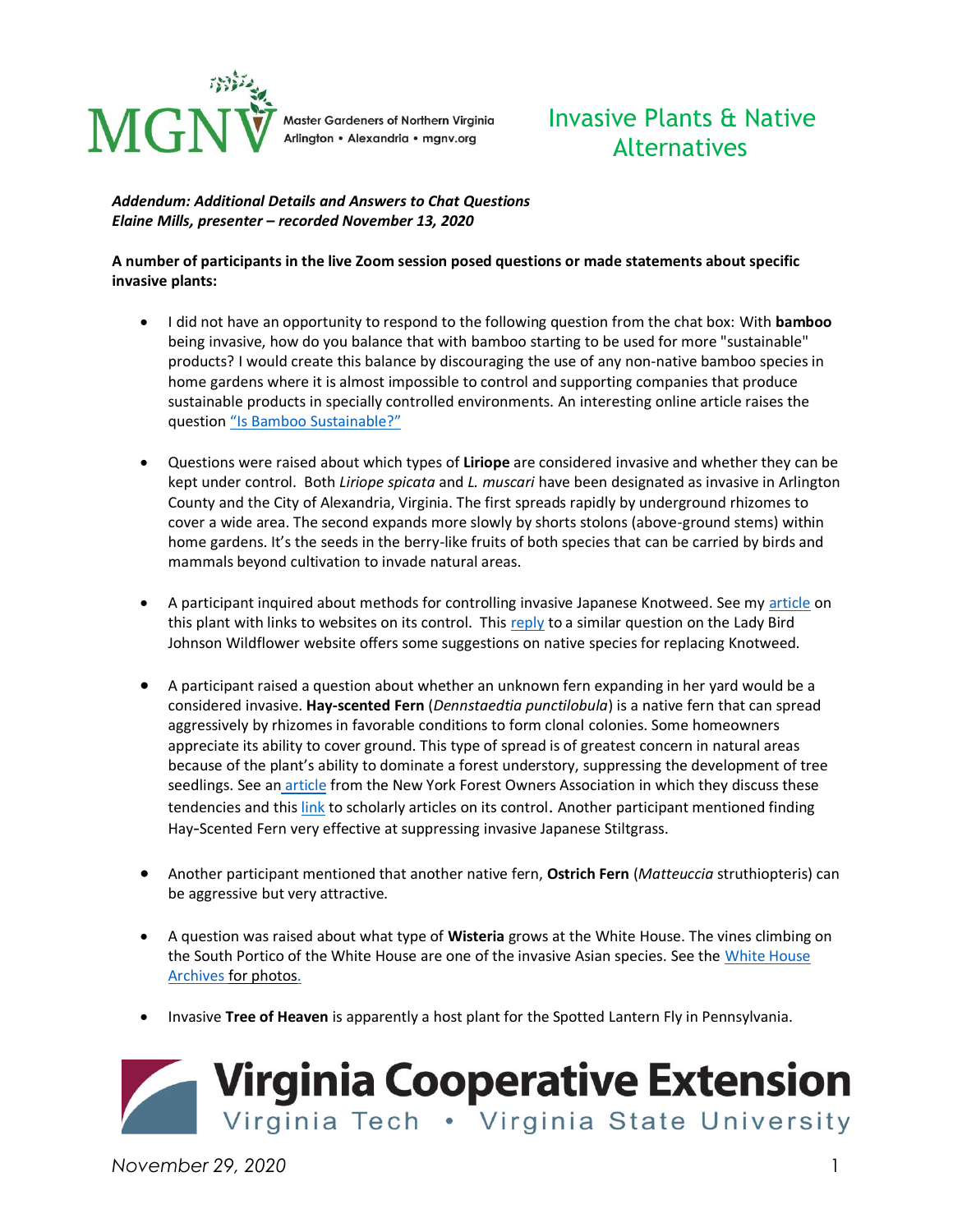Master Gardeners of Northern Virginia
Arlington • Alexandria • mgnv.org

# Invasive Plants & Native Alternatives

***Addendum: Additional Details and Answers to Chat Questions***
***Elaine Mills, presenter – recorded November 13, 2020***

**A number of participants in the live Zoom session posed questions or made statements about specific invasive plants:**

- I did not have an opportunity to respond to the following question from the chat box: With **bamboo** being invasive, how do you balance that with bamboo starting to be used for more "sustainable" products? I would create this balance by discouraging the use of any non-native bamboo species in home gardens where it is almost impossible to control and supporting companies that produce sustainable products in specially controlled environments. An interesting online article raises the question "Is Bamboo Sustainable?"

- Questions were raised about which types of **Liriope** are considered invasive and whether they can be kept under control. Both *Liriope spicata* and *L. muscari* have been designated as invasive in Arlington County and the City of Alexandria, Virginia. The first spreads rapidly by underground rhizomes to cover a wide area. The second expands more slowly by shorts stolons (above-ground stems) within home gardens. It's the seeds in the berry-like fruits of both species that can be carried by birds and mammals beyond cultivation to invade natural areas.

- A participant inquired about methods for controlling invasive Japanese Knotweed. See my article on this plant with links to websites on its control. This reply to a similar question on the Lady Bird Johnson Wildflower website offers some suggestions on native species for replacing Knotweed.

- A participant raised a question about whether an unknown fern expanding in her yard would be a considered invasive. **Hay-scented Fern** (*Dennstaedtia punctilobula*) is a native fern that can spread aggressively by rhizomes in favorable conditions to form clonal colonies. Some homeowners appreciate its ability to cover ground. This type of spread is of greatest concern in natural areas because of the plant's ability to dominate a forest understory, suppressing the development of tree seedlings. See an article from the New York Forest Owners Association in which they discuss these tendencies and this link to scholarly articles on its control. Another participant mentioned finding Hay-Scented Fern very effective at suppressing invasive Japanese Stiltgrass.

- Another participant mentioned that another native fern, **Ostrich Fern** (*Matteuccia* struthiopteris) can be aggressive but very attractive.

- A question was raised about what type of **Wisteria** grows at the White House. The vines climbing on the South Portico of the White House are one of the invasive Asian species. See the White House Archives for photos.

- Invasive **Tree of Heaven** is apparently a host plant for the Spotted Lantern Fly in Pennsylvania.

Virginia Cooperative Extension
Virginia Tech • Virginia State University

*November 29, 2020*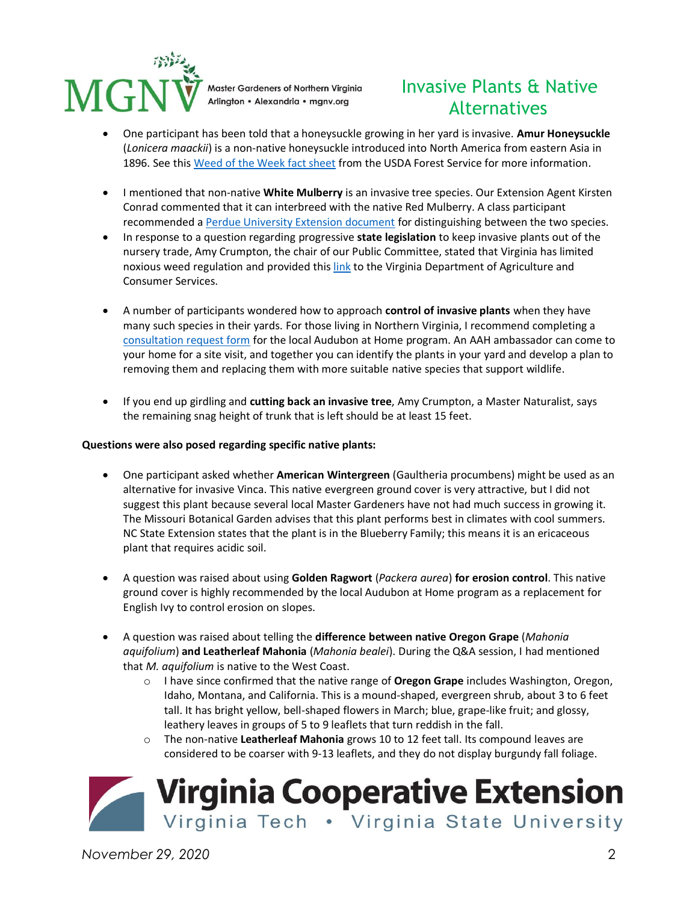- One participant has been told that a honeysuckle growing in her yard is invasive. **Amur Honeysuckle** (*Lonicera maackii*) is a non-native honeysuckle introduced into North America from eastern Asia in 1896. See this Weed of the Week fact sheet from the USDA Forest Service for more information.

- I mentioned that non-native **White Mulberry** is an invasive tree species. Our Extension Agent Kirsten Conrad commented that it can interbreed with the native Red Mulberry. A class participant recommended a Perdue University Extension document for distinguishing between the two species.
- In response to a question regarding progressive **state legislation** to keep invasive plants out of the nursery trade, Amy Crumpton, the chair of our Public Committee, stated that Virginia has limited noxious weed regulation and provided this link to the Virginia Department of Agriculture and Consumer Services.

- A number of participants wondered how to approach **control of invasive plants** when they have many such species in their yards. For those living in Northern Virginia, I recommend completing a consultation request form for the local Audubon at Home program. An AAH ambassador can come to your home for a site visit, and together you can identify the plants in your yard and develop a plan to removing them and replacing them with more suitable native species that support wildlife.

- If you end up girdling and **cutting back an invasive tree**, Amy Crumpton, a Master Naturalist, says the remaining snag height of trunk that is left should be at least 15 feet.

**Questions were also posed regarding specific native plants:**

- One participant asked whether **American Wintergreen** (Gaultheria procumbens) might be used as an alternative for invasive Vinca. This native evergreen ground cover is very attractive, but I did not suggest this plant because several local Master Gardeners have not had much success in growing it. The Missouri Botanical Garden advises that this plant performs best in climates with cool summers. NC State Extension states that the plant is in the Blueberry Family; this means it is an ericaceous plant that requires acidic soil.

- A question was raised about using **Golden Ragwort** (*Packera aurea*) **for erosion control**. This native ground cover is highly recommended by the local Audubon at Home program as a replacement for English Ivy to control erosion on slopes.

- A question was raised about telling the **difference between native Oregon Grape** (*Mahonia aquifolium*) **and Leatherleaf Mahonia** (*Mahonia bealei*). During the Q&A session, I had mentioned that *M. aquifolium* is native to the West Coast.
  - I have since confirmed that the native range of **Oregon Grape** includes Washington, Oregon, Idaho, Montana, and California. This is a mound-shaped, evergreen shrub, about 3 to 6 feet tall. It has bright yellow, bell-shaped flowers in March; blue, grape-like fruit; and glossy, leathery leaves in groups of 5 to 9 leaflets that turn reddish in the fall.
  - The non-native **Leatherleaf Mahonia** grows 10 to 12 feet tall. Its compound leaves are considered to be coarser with 9-13 leaflets, and they do not display burgundy fall foliage.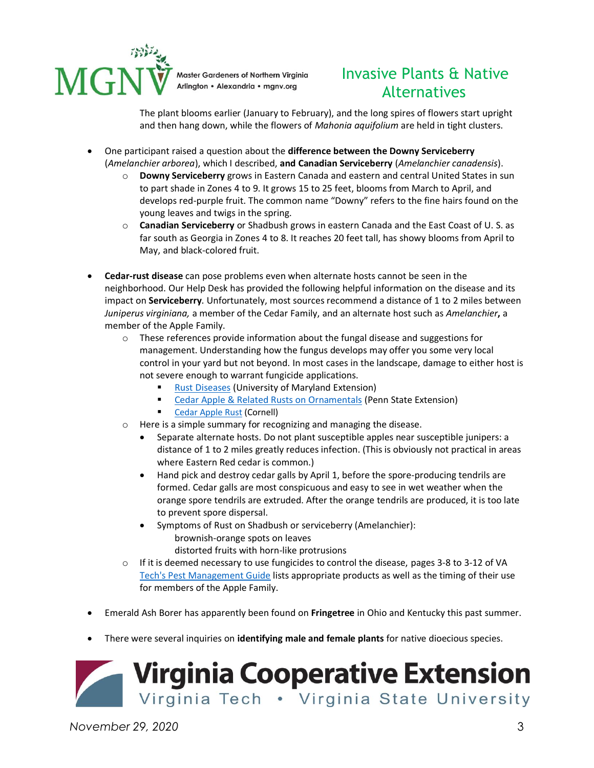The plant blooms earlier (January to February), and the long spires of flowers start upright and then hang down, while the flowers of *Mahonia aquifolium* are held in tight clusters.

- One participant raised a question about the **difference between the Downy Serviceberry** (*Amelanchier arborea*), which I described, **and Canadian Serviceberry** (*Amelanchier canadensis*).
  - **Downy Serviceberry** grows in Eastern Canada and eastern and central United States in sun to part shade in Zones 4 to 9. It grows 15 to 25 feet, blooms from March to April, and develops red-purple fruit. The common name "Downy" refers to the fine hairs found on the young leaves and twigs in the spring.
  - **Canadian Serviceberry** or Shadbush grows in eastern Canada and the East Coast of U. S. as far south as Georgia in Zones 4 to 8. It reaches 20 feet tall, has showy blooms from April to May, and black-colored fruit.

- **Cedar-rust disease** can pose problems even when alternate hosts cannot be seen in the neighborhood. Our Help Desk has provided the following helpful information on the disease and its impact on **Serviceberry**. Unfortunately, most sources recommend a distance of 1 to 2 miles between *Juniperus virginiana,* a member of the Cedar Family, and an alternate host such as *Amelanchier***,** a member of the Apple Family.
  - These references provide information about the fungal disease and suggestions for management. Understanding how the fungus develops may offer you some very local control in your yard but not beyond. In most cases in the landscape, damage to either host is not severe enough to warrant fungicide applications.
    - Rust Diseases (University of Maryland Extension)
    - Cedar Apple & Related Rusts on Ornamentals (Penn State Extension)
    - Cedar Apple Rust (Cornell)
  - Here is a simple summary for recognizing and managing the disease.
    - Separate alternate hosts. Do not plant susceptible apples near susceptible junipers: a distance of 1 to 2 miles greatly reduces infection. (This is obviously not practical in areas where Eastern Red cedar is common.)
    - Hand pick and destroy cedar galls by April 1, before the spore-producing tendrils are formed. Cedar galls are most conspicuous and easy to see in wet weather when the orange spore tendrils are extruded. After the orange tendrils are produced, it is too late to prevent spore dispersal.
    - Symptoms of Rust on Shadbush or serviceberry (Amelanchier):
      brownish-orange spots on leaves
      distorted fruits with horn-like protrusions
  - If it is deemed necessary to use fungicides to control the disease, pages 3-8 to 3-12 of VA Tech's Pest Management Guide lists appropriate products as well as the timing of their use for members of the Apple Family.

- Emerald Ash Borer has apparently been found on **Fringetree** in Ohio and Kentucky this past summer.

- There were several inquiries on **identifying male and female plants** for native dioecious species.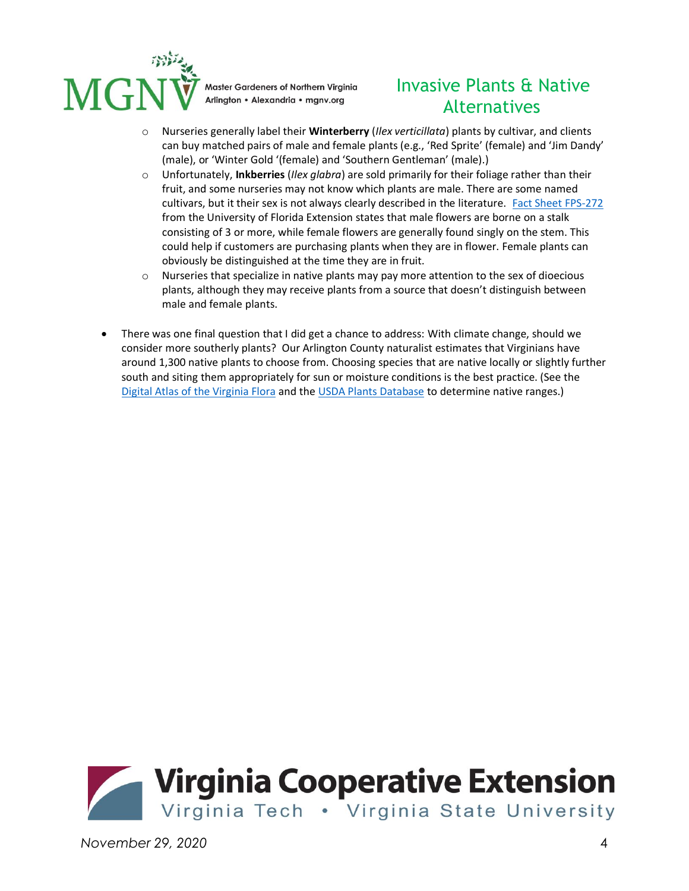- Nurseries generally label their **Winterberry** (*Ilex verticillata*) plants by cultivar, and clients can buy matched pairs of male and female plants (e.g., 'Red Sprite' (female) and 'Jim Dandy' (male), or 'Winter Gold '(female) and 'Southern Gentleman' (male).)
- Unfortunately, **Inkberries** (*Ilex glabra*) are sold primarily for their foliage rather than their fruit, and some nurseries may not know which plants are male. There are some named cultivars, but it their sex is not always clearly described in the literature. [Fact Sheet FPS-272](#) from the University of Florida Extension states that male flowers are borne on a stalk consisting of 3 or more, while female flowers are generally found singly on the stem. This could help if customers are purchasing plants when they are in flower. Female plants can obviously be distinguished at the time they are in fruit.
- Nurseries that specialize in native plants may pay more attention to the sex of dioecious plants, although they may receive plants from a source that doesn't distinguish between male and female plants.

- There was one final question that I did get a chance to address: With climate change, should we consider more southerly plants? Our Arlington County naturalist estimates that Virginians have around 1,300 native plants to choose from. Choosing species that are native locally or slightly further south and siting them appropriately for sun or moisture conditions is the best practice. (See the [Digital Atlas of the Virginia Flora](#) and the [USDA Plants Database](#) to determine native ranges.)